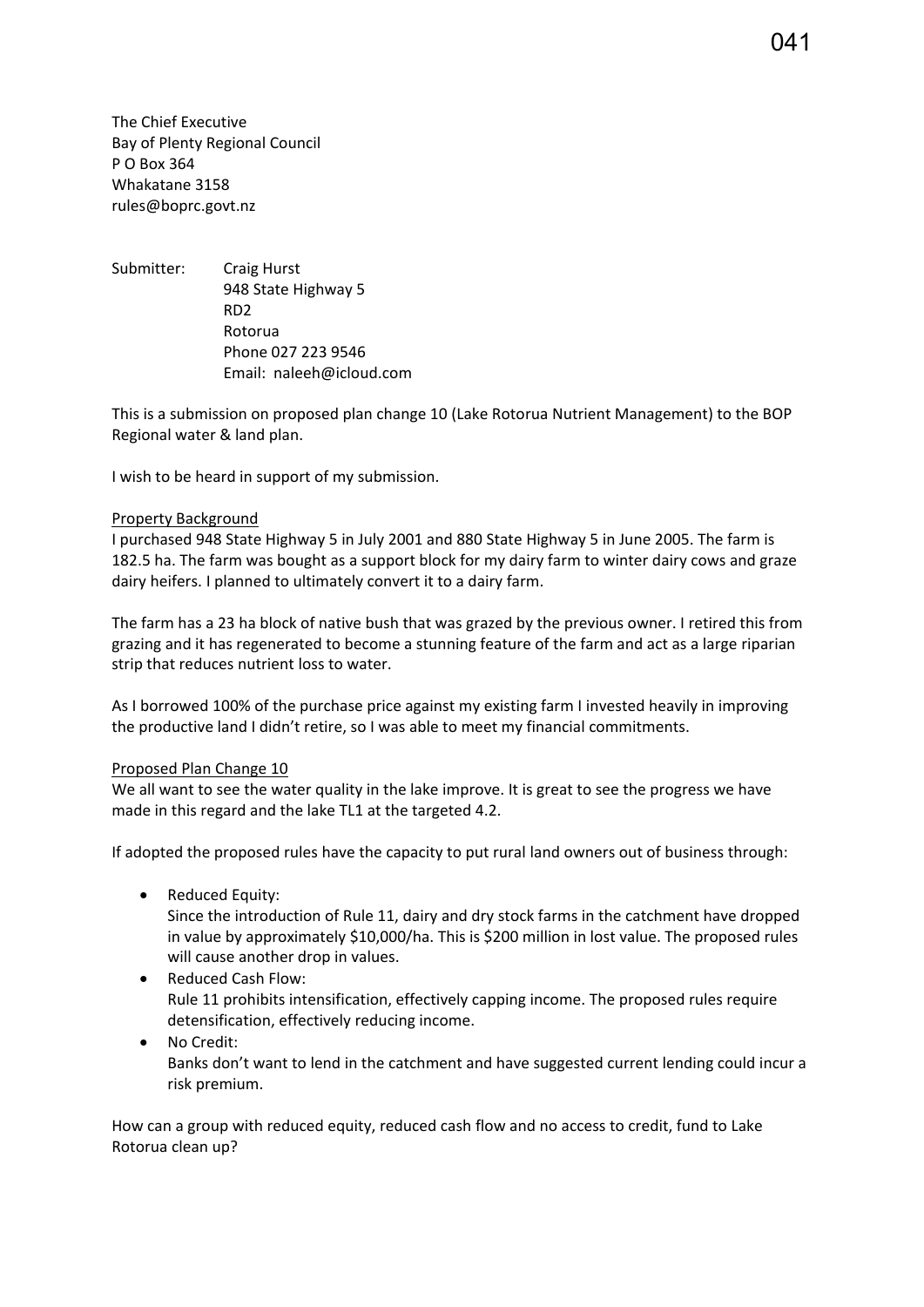The Chief Executive
Bay of Plenty Regional Council
P O Box 364
Whakatane 3158
rules@boprc.govt.nz

Submitter: Craig Hurst
948 State Highway 5
RD2
Rotorua
Phone 027 223 9546
Email: naleeh@icloud.com

This is a submission on proposed plan change 10 (Lake Rotorua Nutrient Management) to the BOP Regional water & land plan.

I wish to be heard in support of my submission.

Property Background

I purchased 948 State Highway 5 in July 2001 and 880 State Highway 5 in June 2005. The farm is 182.5 ha. The farm was bought as a support block for my dairy farm to winter dairy cows and graze dairy heifers. I planned to ultimately convert it to a dairy farm.

The farm has a 23 ha block of native bush that was grazed by the previous owner. I retired this from grazing and it has regenerated to become a stunning feature of the farm and act as a large riparian strip that reduces nutrient loss to water.

As I borrowed 100% of the purchase price against my existing farm I invested heavily in improving the productive land I didn't retire, so I was able to meet my financial commitments.

Proposed Plan Change 10

We all want to see the water quality in the lake improve. It is great to see the progress we have made in this regard and the lake TL1 at the targeted 4.2.

If adopted the proposed rules have the capacity to put rural land owners out of business through:

- Reduced Equity:
  Since the introduction of Rule 11, dairy and dry stock farms in the catchment have dropped in value by approximately $10,000/ha. This is $200 million in lost value. The proposed rules will cause another drop in values.
- Reduced Cash Flow:
  Rule 11 prohibits intensification, effectively capping income. The proposed rules require detensification, effectively reducing income.
- No Credit:
  Banks don't want to lend in the catchment and have suggested current lending could incur a risk premium.

How can a group with reduced equity, reduced cash flow and no access to credit, fund to Lake Rotorua clean up?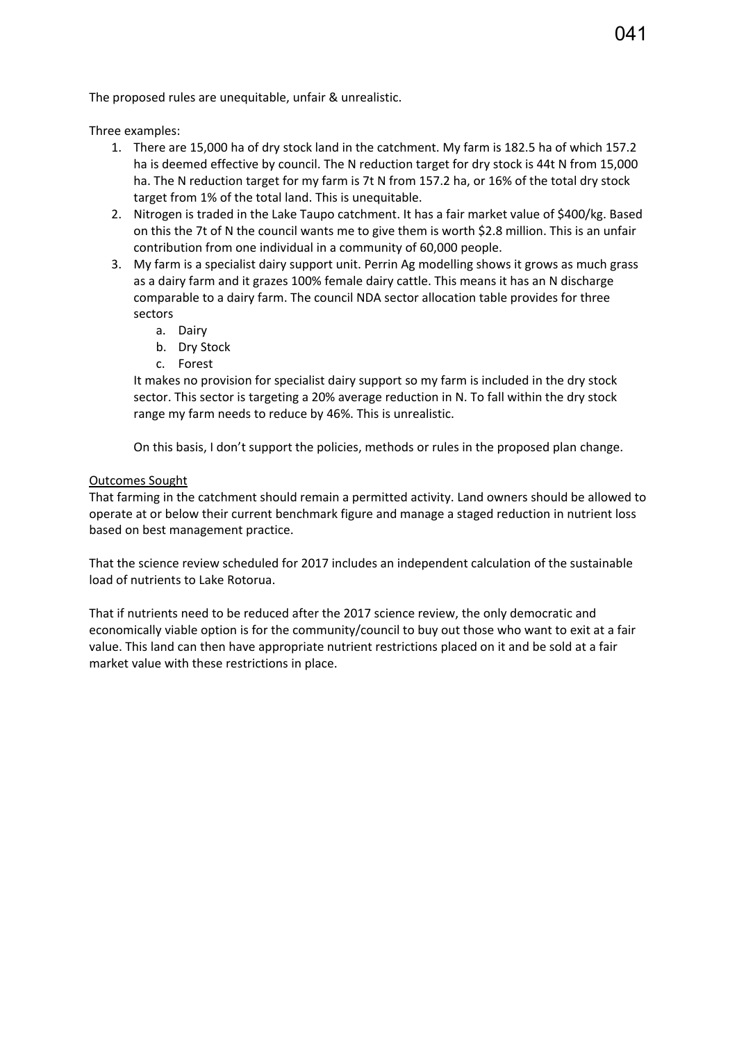The proposed rules are unequitable, unfair & unrealistic.

Three examples:

1. There are 15,000 ha of dry stock land in the catchment. My farm is 182.5 ha of which 157.2 ha is deemed effective by council. The N reduction target for dry stock is 44t N from 15,000 ha. The N reduction target for my farm is 7t N from 157.2 ha, or 16% of the total dry stock target from 1% of the total land. This is unequitable.
2. Nitrogen is traded in the Lake Taupo catchment. It has a fair market value of $400/kg. Based on this the 7t of N the council wants me to give them is worth $2.8 million. This is an unfair contribution from one individual in a community of 60,000 people.
3. My farm is a specialist dairy support unit. Perrin Ag modelling shows it grows as much grass as a dairy farm and it grazes 100% female dairy cattle. This means it has an N discharge comparable to a dairy farm. The council NDA sector allocation table provides for three sectors
   a. Dairy
   b. Dry Stock
   c. Forest

   It makes no provision for specialist dairy support so my farm is included in the dry stock sector. This sector is targeting a 20% average reduction in N. To fall within the dry stock range my farm needs to reduce by 46%. This is unrealistic.

   On this basis, I don't support the policies, methods or rules in the proposed plan change.

<u>Outcomes Sought</u>

That farming in the catchment should remain a permitted activity. Land owners should be allowed to operate at or below their current benchmark figure and manage a staged reduction in nutrient loss based on best management practice.

That the science review scheduled for 2017 includes an independent calculation of the sustainable load of nutrients to Lake Rotorua.

That if nutrients need to be reduced after the 2017 science review, the only democratic and economically viable option is for the community/council to buy out those who want to exit at a fair value. This land can then have appropriate nutrient restrictions placed on it and be sold at a fair market value with these restrictions in place.